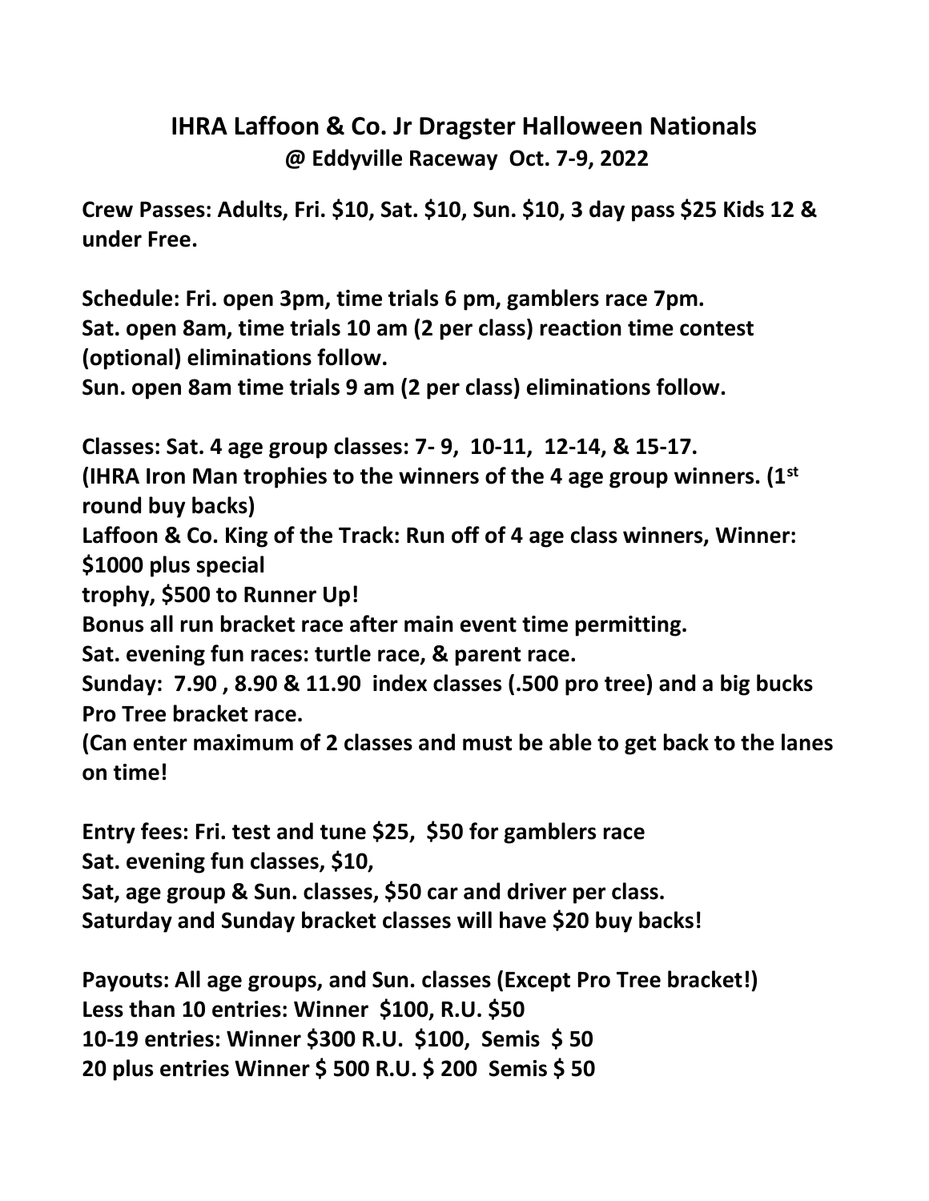# IHRA Laffoon & Co. Jr Dragster Halloween Nationals

**@ Eddyville Raceway Oct. 7-9, 2022**

**Crew Passes: Adults, Fri. $10, Sat. $10, Sun. $10, 3 day pass $25 Kids 12 & under Free.**

**Schedule: Fri. open 3pm, time trials 6 pm, gamblers race 7pm.**
**Sat. open 8am, time trials 10 am (2 per class) reaction time contest (optional) eliminations follow.**
**Sun. open 8am time trials 9 am (2 per class) eliminations follow.**

**Classes: Sat. 4 age group classes: 7- 9, 10-11, 12-14, & 15-17.**
**(IHRA Iron Man trophies to the winners of the 4 age group winners. (1st round buy backs)**
**Laffoon & Co. King of the Track: Run off of 4 age class winners, Winner: $1000 plus special**
**trophy, $500 to Runner Up!**
**Bonus all run bracket race after main event time permitting.**
**Sat. evening fun races: turtle race, & parent race.**
**Sunday: 7.90 , 8.90 & 11.90 index classes (.500 pro tree) and a big bucks Pro Tree bracket race.**
**(Can enter maximum of 2 classes and must be able to get back to the lanes on time!**

**Entry fees: Fri. test and tune $25, $50 for gamblers race**
**Sat. evening fun classes, $10,**
**Sat, age group & Sun. classes, $50 car and driver per class.**
**Saturday and Sunday bracket classes will have $20 buy backs!**

**Payouts: All age groups, and Sun. classes (Except Pro Tree bracket!)**
**Less than 10 entries: Winner $100, R.U. $50**
**10-19 entries: Winner $300 R.U. $100, Semis $ 50**
**20 plus entries Winner $ 500 R.U. $ 200 Semis $ 50**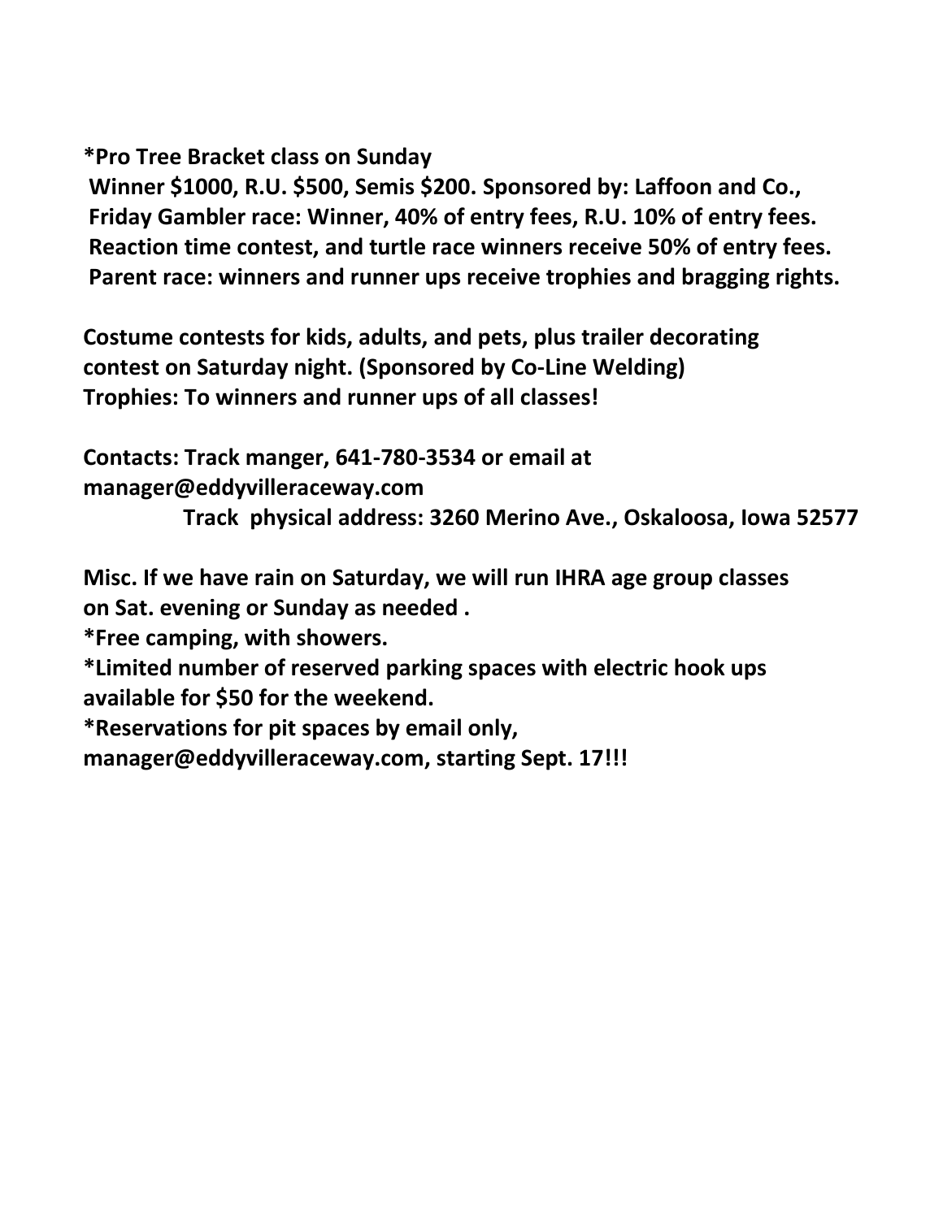**\*Pro Tree Bracket class on Sunday**
**Winner $1000, R.U. $500, Semis $200. Sponsored by: Laffoon and Co.,**
**Friday Gambler race: Winner, 40% of entry fees, R.U. 10% of entry fees.**
**Reaction time contest, and turtle race winners receive 50% of entry fees.**
**Parent race: winners and runner ups receive trophies and bragging rights.**

**Costume contests for kids, adults, and pets, plus trailer decorating contest on Saturday night. (Sponsored by Co-Line Welding)**
**Trophies: To winners and runner ups of all classes!**

**Contacts: Track manger, 641-780-3534 or email at manager@eddyvilleraceway.com**
**Track physical address: 3260 Merino Ave., Oskaloosa, Iowa 52577**

**Misc. If we have rain on Saturday, we will run IHRA age group classes on Sat. evening or Sunday as needed .**
**\*Free camping, with showers.**
**\*Limited number of reserved parking spaces with electric hook ups available for $50 for the weekend.**
**\*Reservations for pit spaces by email only, manager@eddyvilleraceway.com, starting Sept. 17!!!**